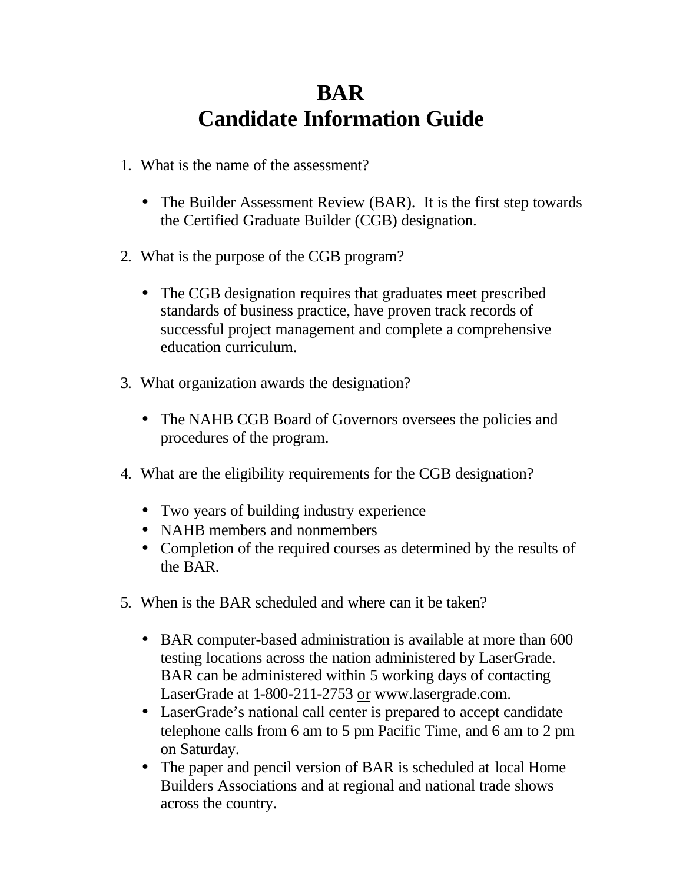# BAR
# Candidate Information Guide

1. What is the name of the assessment?

   - The Builder Assessment Review (BAR). It is the first step towards the Certified Graduate Builder (CGB) designation.

2. What is the purpose of the CGB program?

   - The CGB designation requires that graduates meet prescribed standards of business practice, have proven track records of successful project management and complete a comprehensive education curriculum.

3. What organization awards the designation?

   - The NAHB CGB Board of Governors oversees the policies and procedures of the program.

4. What are the eligibility requirements for the CGB designation?

   - Two years of building industry experience
   - NAHB members and nonmembers
   - Completion of the required courses as determined by the results of the BAR.

5. When is the BAR scheduled and where can it be taken?

   - BAR computer-based administration is available at more than 600 testing locations across the nation administered by LaserGrade. BAR can be administered within 5 working days of contacting LaserGrade at 1-800-211-2753 <u>or</u> www.lasergrade.com.
   - LaserGrade's national call center is prepared to accept candidate telephone calls from 6 am to 5 pm Pacific Time, and 6 am to 2 pm on Saturday.
   - The paper and pencil version of BAR is scheduled at local Home Builders Associations and at regional and national trade shows across the country.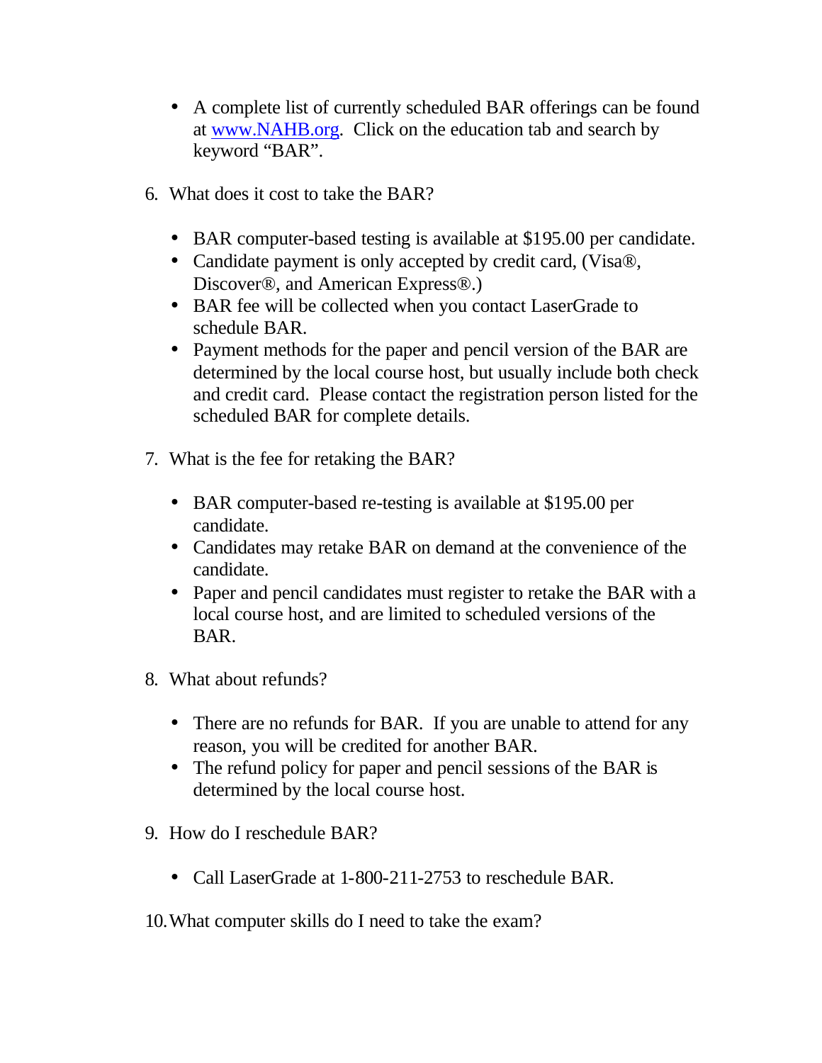- A complete list of currently scheduled BAR offerings can be found at [www.NAHB.org](http://www.NAHB.org). Click on the education tab and search by keyword "BAR".

6. What does it cost to take the BAR?

    - BAR computer-based testing is available at $195.00 per candidate.
    - Candidate payment is only accepted by credit card, (Visa®, Discover®, and American Express®.)
    - BAR fee will be collected when you contact LaserGrade to schedule BAR.
    - Payment methods for the paper and pencil version of the BAR are determined by the local course host, but usually include both check and credit card. Please contact the registration person listed for the scheduled BAR for complete details.

7. What is the fee for retaking the BAR?

    - BAR computer-based re-testing is available at $195.00 per candidate.
    - Candidates may retake BAR on demand at the convenience of the candidate.
    - Paper and pencil candidates must register to retake the BAR with a local course host, and are limited to scheduled versions of the BAR.

8. What about refunds?

    - There are no refunds for BAR. If you are unable to attend for any reason, you will be credited for another BAR.
    - The refund policy for paper and pencil sessions of the BAR is determined by the local course host.

9. How do I reschedule BAR?

    - Call LaserGrade at 1-800-211-2753 to reschedule BAR.

10. What computer skills do I need to take the exam?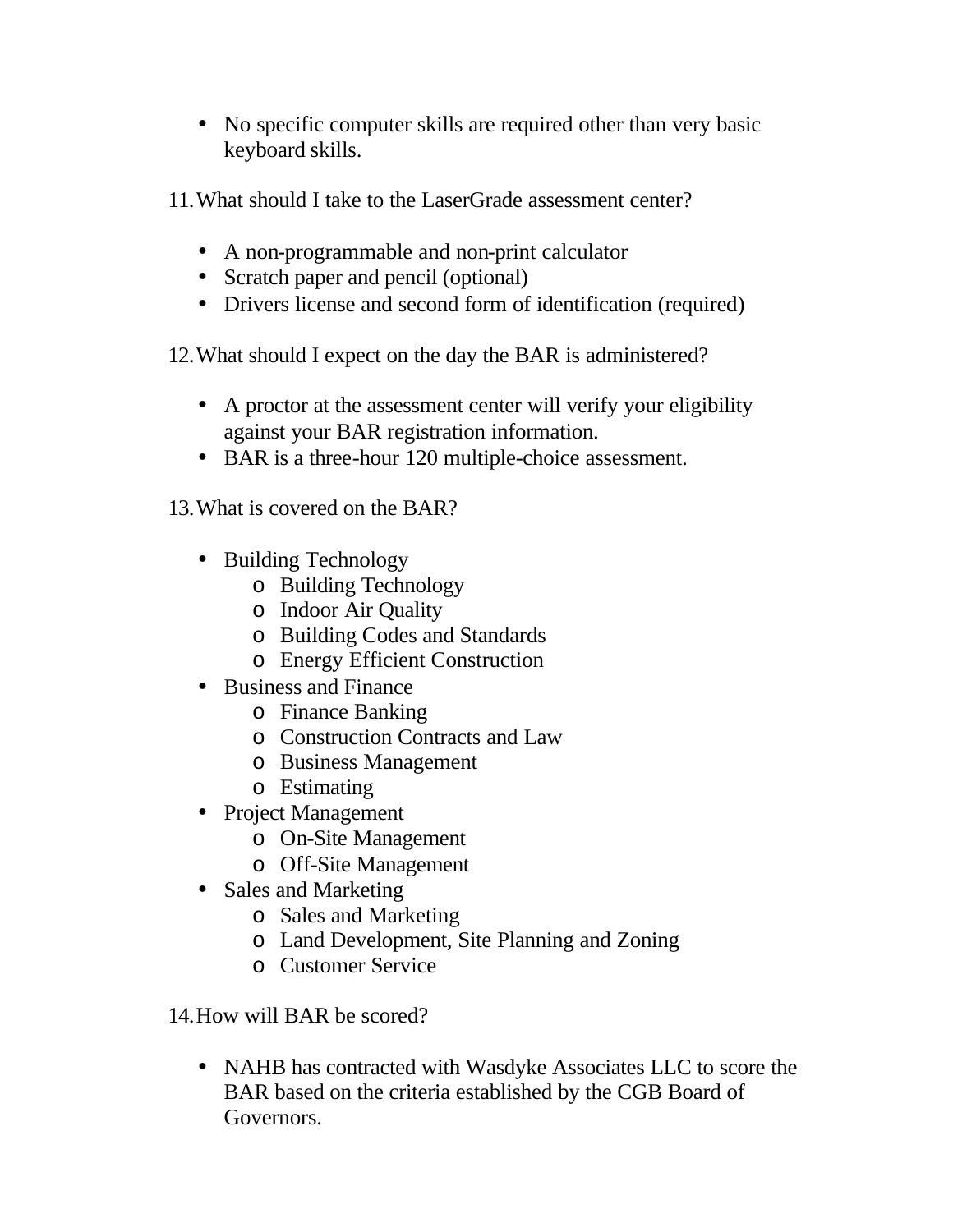- No specific computer skills are required other than very basic keyboard skills.

11. What should I take to the LaserGrade assessment center?

- A non-programmable and non-print calculator
- Scratch paper and pencil (optional)
- Drivers license and second form of identification (required)

12. What should I expect on the day the BAR is administered?

- A proctor at the assessment center will verify your eligibility against your BAR registration information.
- BAR is a three-hour 120 multiple-choice assessment.

13. What is covered on the BAR?

- Building Technology
  - Building Technology
  - Indoor Air Quality
  - Building Codes and Standards
  - Energy Efficient Construction
- Business and Finance
  - Finance Banking
  - Construction Contracts and Law
  - Business Management
  - Estimating
- Project Management
  - On-Site Management
  - Off-Site Management
- Sales and Marketing
  - Sales and Marketing
  - Land Development, Site Planning and Zoning
  - Customer Service

14. How will BAR be scored?

- NAHB has contracted with Wasdyke Associates LLC to score the BAR based on the criteria established by the CGB Board of Governors.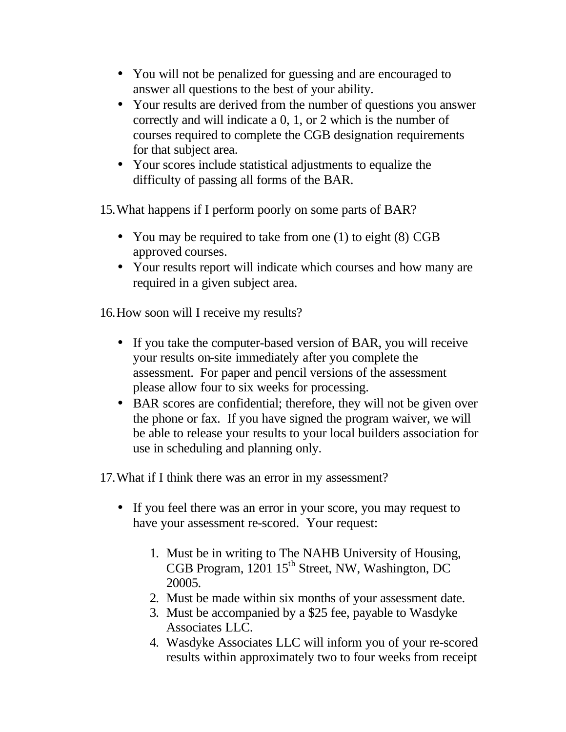- You will not be penalized for guessing and are encouraged to answer all questions to the best of your ability.
- Your results are derived from the number of questions you answer correctly and will indicate a 0, 1, or 2 which is the number of courses required to complete the CGB designation requirements for that subject area.
- Your scores include statistical adjustments to equalize the difficulty of passing all forms of the BAR.

15. What happens if I perform poorly on some parts of BAR?

- You may be required to take from one (1) to eight (8) CGB approved courses.
- Your results report will indicate which courses and how many are required in a given subject area.

16. How soon will I receive my results?

- If you take the computer-based version of BAR, you will receive your results on-site immediately after you complete the assessment. For paper and pencil versions of the assessment please allow four to six weeks for processing.
- BAR scores are confidential; therefore, they will not be given over the phone or fax. If you have signed the program waiver, we will be able to release your results to your local builders association for use in scheduling and planning only.

17. What if I think there was an error in my assessment?

- If you feel there was an error in your score, you may request to have your assessment re-scored. Your request:

    1. Must be in writing to The NAHB University of Housing, CGB Program, 1201 15th Street, NW, Washington, DC 20005.
    2. Must be made within six months of your assessment date.
    3. Must be accompanied by a $25 fee, payable to Wasdyke Associates LLC.
    4. Wasdyke Associates LLC will inform you of your re-scored results within approximately two to four weeks from receipt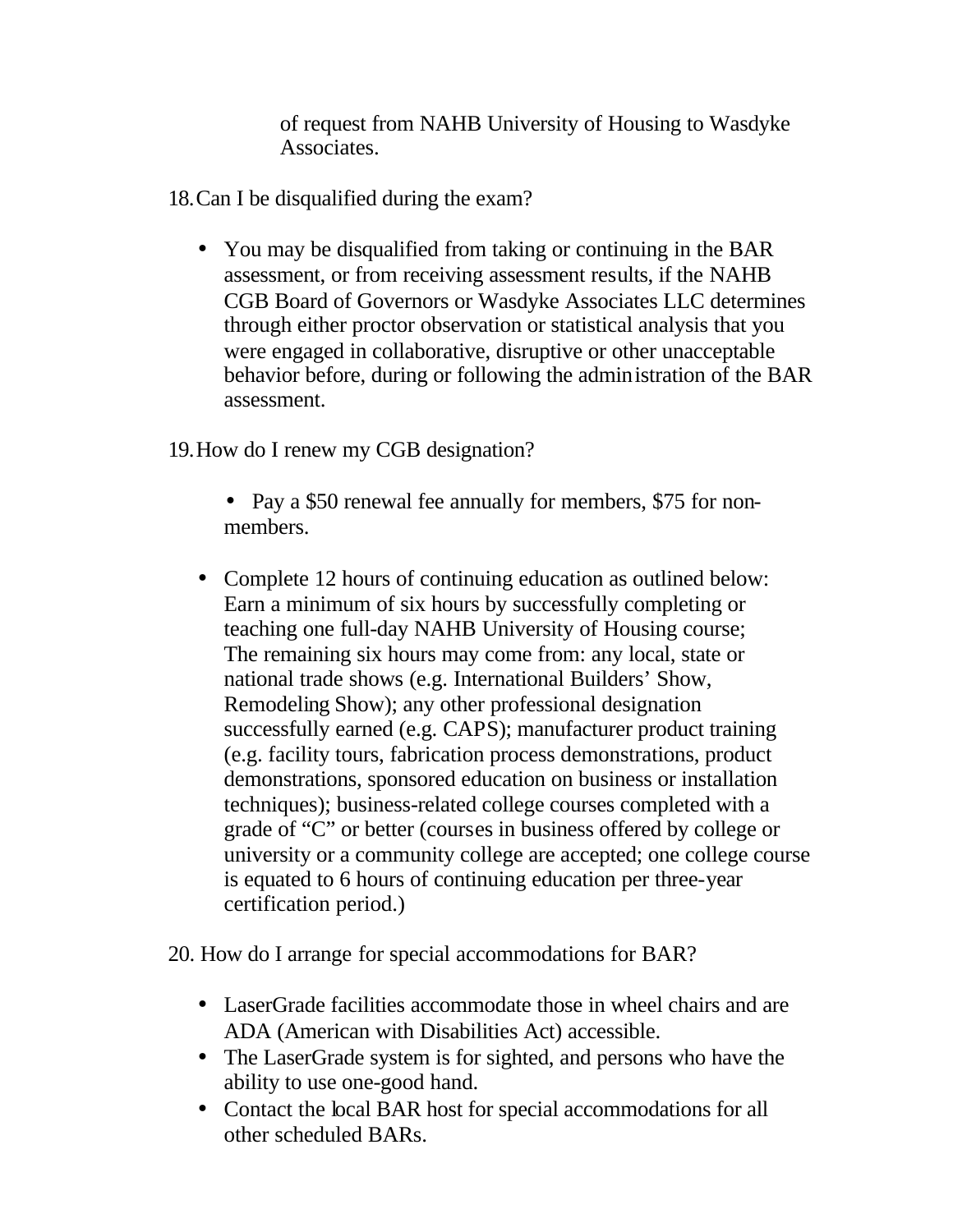of request from NAHB University of Housing to Wasdyke Associates.

18. Can I be disqualified during the exam?

- You may be disqualified from taking or continuing in the BAR assessment, or from receiving assessment results, if the NAHB CGB Board of Governors or Wasdyke Associates LLC determines through either proctor observation or statistical analysis that you were engaged in collaborative, disruptive or other unacceptable behavior before, during or following the administration of the BAR assessment.

19. How do I renew my CGB designation?

- Pay a $50 renewal fee annually for members, $75 for non-members.

- Complete 12 hours of continuing education as outlined below: Earn a minimum of six hours by successfully completing or teaching one full-day NAHB University of Housing course; The remaining six hours may come from: any local, state or national trade shows (e.g. International Builders' Show, Remodeling Show); any other professional designation successfully earned (e.g. CAPS); manufacturer product training (e.g. facility tours, fabrication process demonstrations, product demonstrations, sponsored education on business or installation techniques); business-related college courses completed with a grade of "C" or better (courses in business offered by college or university or a community college are accepted; one college course is equated to 6 hours of continuing education per three-year certification period.)

20. How do I arrange for special accommodations for BAR?

- LaserGrade facilities accommodate those in wheel chairs and are ADA (American with Disabilities Act) accessible.
- The LaserGrade system is for sighted, and persons who have the ability to use one-good hand.
- Contact the local BAR host for special accommodations for all other scheduled BARs.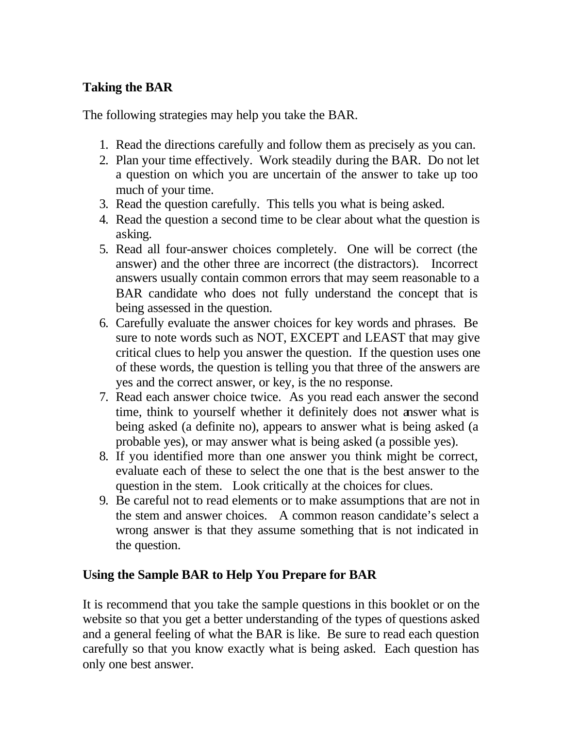## Taking the BAR

The following strategies may help you take the BAR.

1. Read the directions carefully and follow them as precisely as you can.
2. Plan your time effectively. Work steadily during the BAR. Do not let a question on which you are uncertain of the answer to take up too much of your time.
3. Read the question carefully. This tells you what is being asked.
4. Read the question a second time to be clear about what the question is asking.
5. Read all four-answer choices completely. One will be correct (the answer) and the other three are incorrect (the distractors). Incorrect answers usually contain common errors that may seem reasonable to a BAR candidate who does not fully understand the concept that is being assessed in the question.
6. Carefully evaluate the answer choices for key words and phrases. Be sure to note words such as NOT, EXCEPT and LEAST that may give critical clues to help you answer the question. If the question uses one of these words, the question is telling you that three of the answers are yes and the correct answer, or key, is the no response.
7. Read each answer choice twice. As you read each answer the second time, think to yourself whether it definitely does not answer what is being asked (a definite no), appears to answer what is being asked (a probable yes), or may answer what is being asked (a possible yes).
8. If you identified more than one answer you think might be correct, evaluate each of these to select the one that is the best answer to the question in the stem. Look critically at the choices for clues.
9. Be careful not to read elements or to make assumptions that are not in the stem and answer choices. A common reason candidate's select a wrong answer is that they assume something that is not indicated in the question.

## Using the Sample BAR to Help You Prepare for BAR

It is recommend that you take the sample questions in this booklet or on the website so that you get a better understanding of the types of questions asked and a general feeling of what the BAR is like. Be sure to read each question carefully so that you know exactly what is being asked. Each question has only one best answer.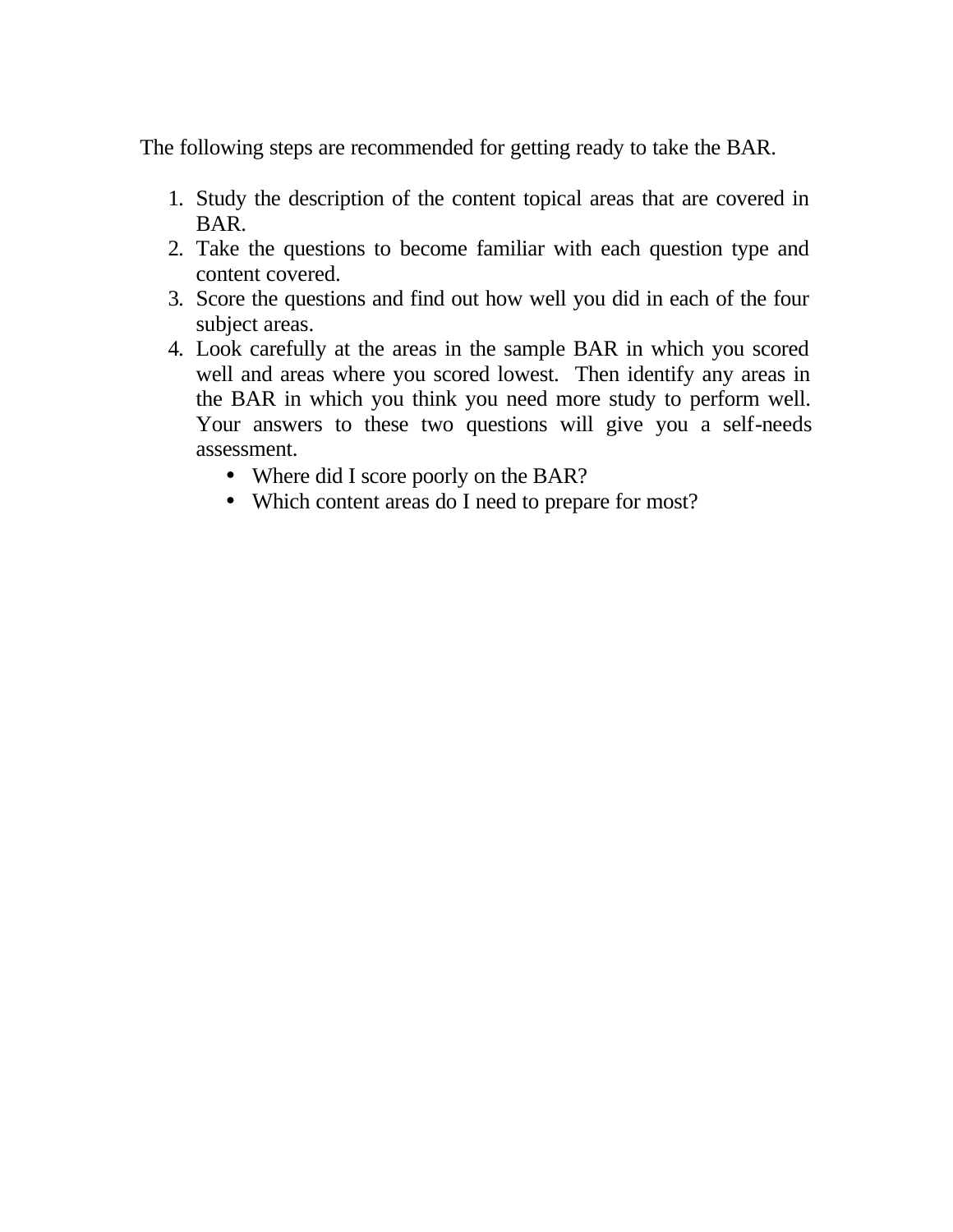The following steps are recommended for getting ready to take the BAR.

1. Study the description of the content topical areas that are covered in BAR.
2. Take the questions to become familiar with each question type and content covered.
3. Score the questions and find out how well you did in each of the four subject areas.
4. Look carefully at the areas in the sample BAR in which you scored well and areas where you scored lowest. Then identify any areas in the BAR in which you think you need more study to perform well. Your answers to these two questions will give you a self-needs assessment.
   - Where did I score poorly on the BAR?
   - Which content areas do I need to prepare for most?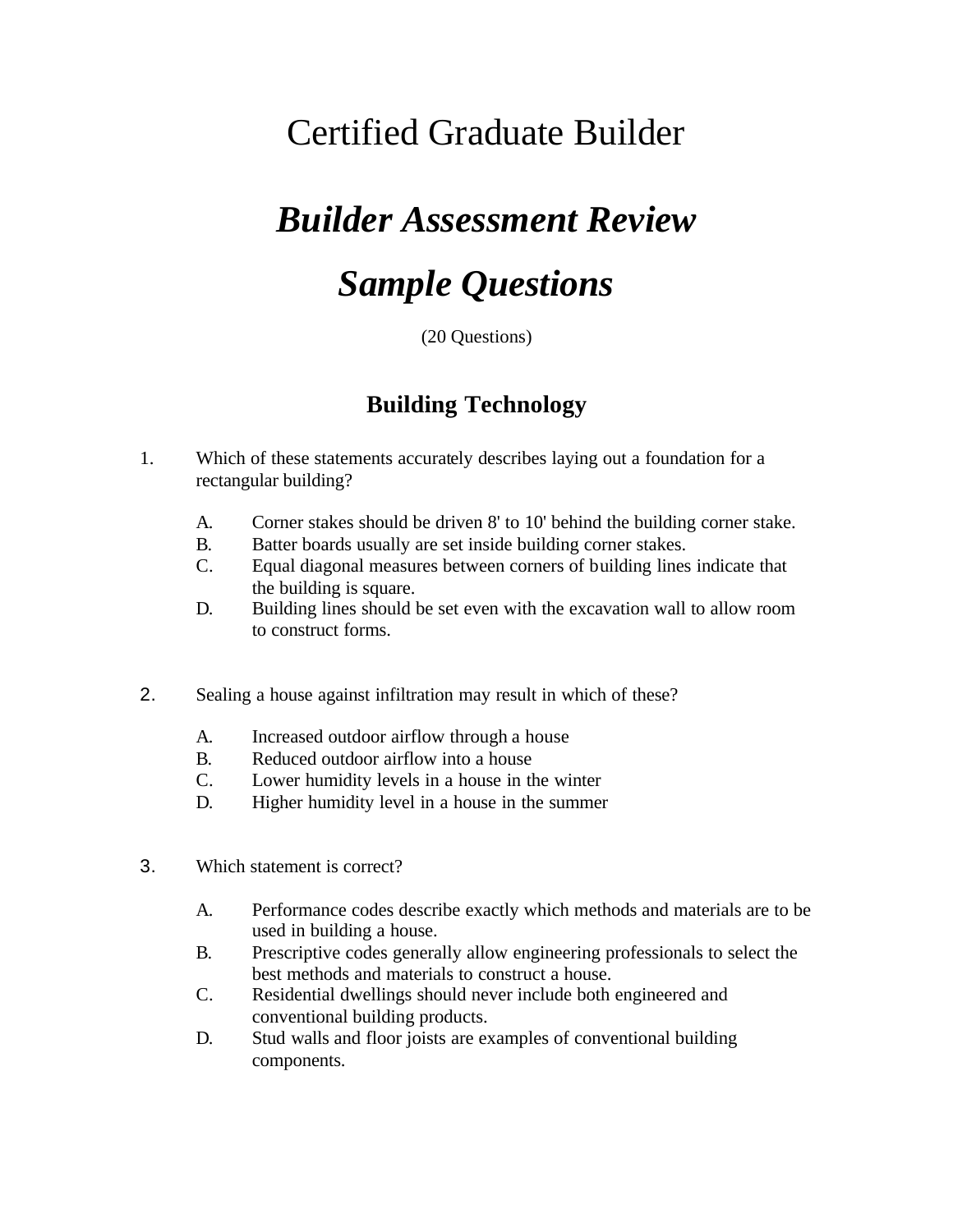# Certified Graduate Builder

## *Builder Assessment Review*

## *Sample Questions*

(20 Questions)

### Building Technology

1. Which of these statements accurately describes laying out a foundation for a rectangular building?

   A. Corner stakes should be driven 8' to 10' behind the building corner stake.
   B. Batter boards usually are set inside building corner stakes.
   C. Equal diagonal measures between corners of building lines indicate that the building is square.
   D. Building lines should be set even with the excavation wall to allow room to construct forms.

2. Sealing a house against infiltration may result in which of these?

   A. Increased outdoor airflow through a house
   B. Reduced outdoor airflow into a house
   C. Lower humidity levels in a house in the winter
   D. Higher humidity level in a house in the summer

3. Which statement is correct?

   A. Performance codes describe exactly which methods and materials are to be used in building a house.
   B. Prescriptive codes generally allow engineering professionals to select the best methods and materials to construct a house.
   C. Residential dwellings should never include both engineered and conventional building products.
   D. Stud walls and floor joists are examples of conventional building components.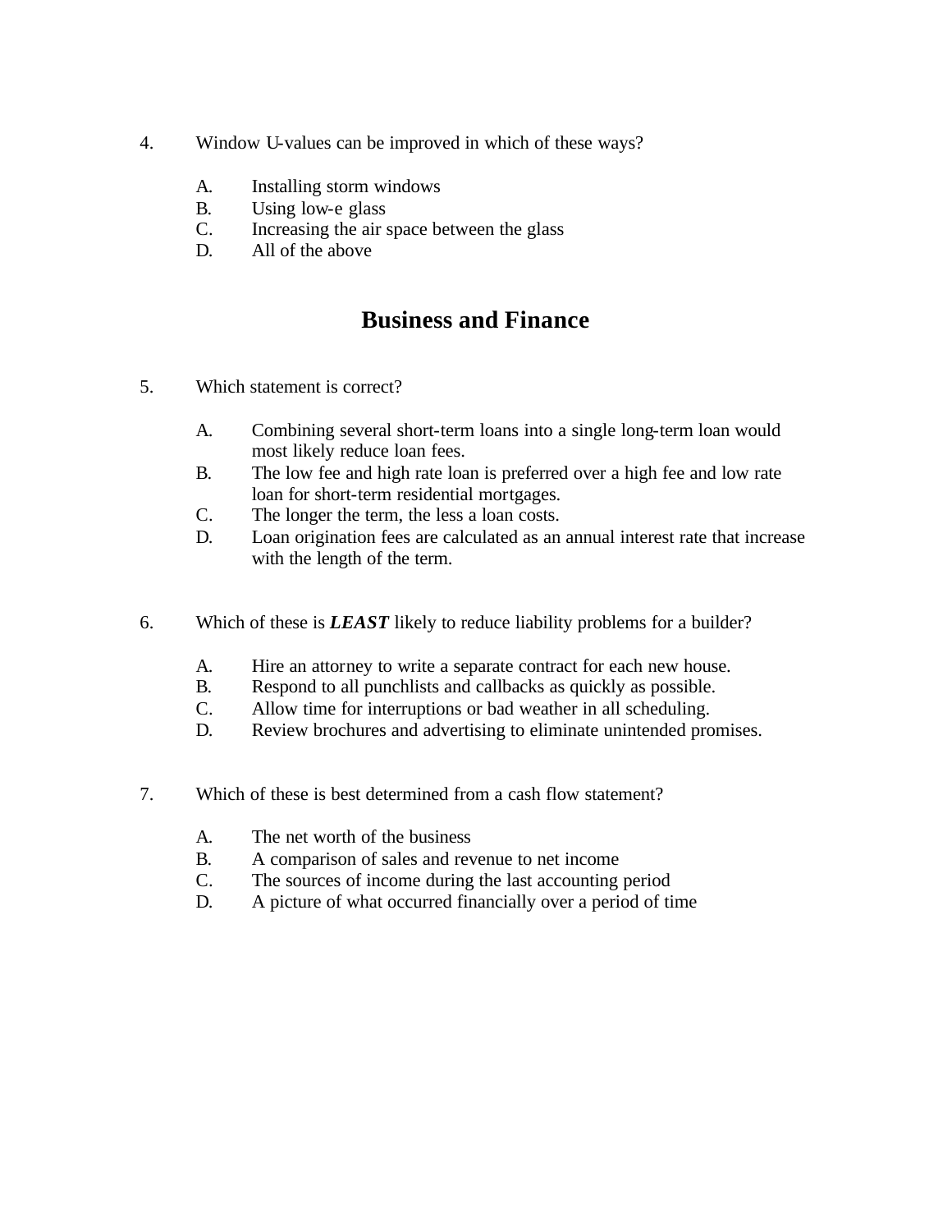4. Window U-values can be improved in which of these ways?

   A. Installing storm windows
   B. Using low-e glass
   C. Increasing the air space between the glass
   D. All of the above

## Business and Finance

5. Which statement is correct?

   A. Combining several short-term loans into a single long-term loan would most likely reduce loan fees.
   B. The low fee and high rate loan is preferred over a high fee and low rate loan for short-term residential mortgages.
   C. The longer the term, the less a loan costs.
   D. Loan origination fees are calculated as an annual interest rate that increase with the length of the term.

6. Which of these is ***LEAST*** likely to reduce liability problems for a builder?

   A. Hire an attorney to write a separate contract for each new house.
   B. Respond to all punchlists and callbacks as quickly as possible.
   C. Allow time for interruptions or bad weather in all scheduling.
   D. Review brochures and advertising to eliminate unintended promises.

7. Which of these is best determined from a cash flow statement?

   A. The net worth of the business
   B. A comparison of sales and revenue to net income
   C. The sources of income during the last accounting period
   D. A picture of what occurred financially over a period of time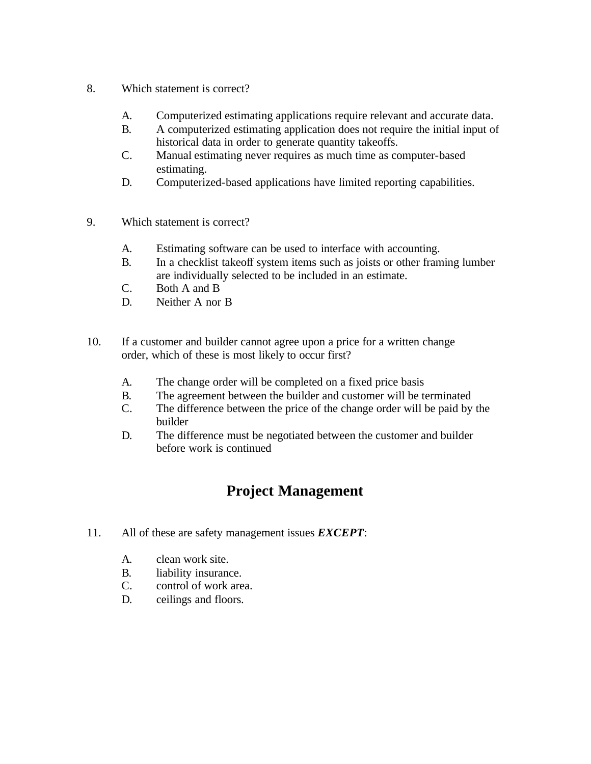8. Which statement is correct?

   A. Computerized estimating applications require relevant and accurate data.
   B. A computerized estimating application does not require the initial input of historical data in order to generate quantity takeoffs.
   C. Manual estimating never requires as much time as computer-based estimating.
   D. Computerized-based applications have limited reporting capabilities.

9. Which statement is correct?

   A. Estimating software can be used to interface with accounting.
   B. In a checklist takeoff system items such as joists or other framing lumber are individually selected to be included in an estimate.
   C. Both A and B
   D. Neither A nor B

10. If a customer and builder cannot agree upon a price for a written change order, which of these is most likely to occur first?

    A. The change order will be completed on a fixed price basis
    B. The agreement between the builder and customer will be terminated
    C. The difference between the price of the change order will be paid by the builder
    D. The difference must be negotiated between the customer and builder before work is continued

## Project Management

11. All of these are safety management issues ***EXCEPT***:

    A. clean work site.
    B. liability insurance.
    C. control of work area.
    D. ceilings and floors.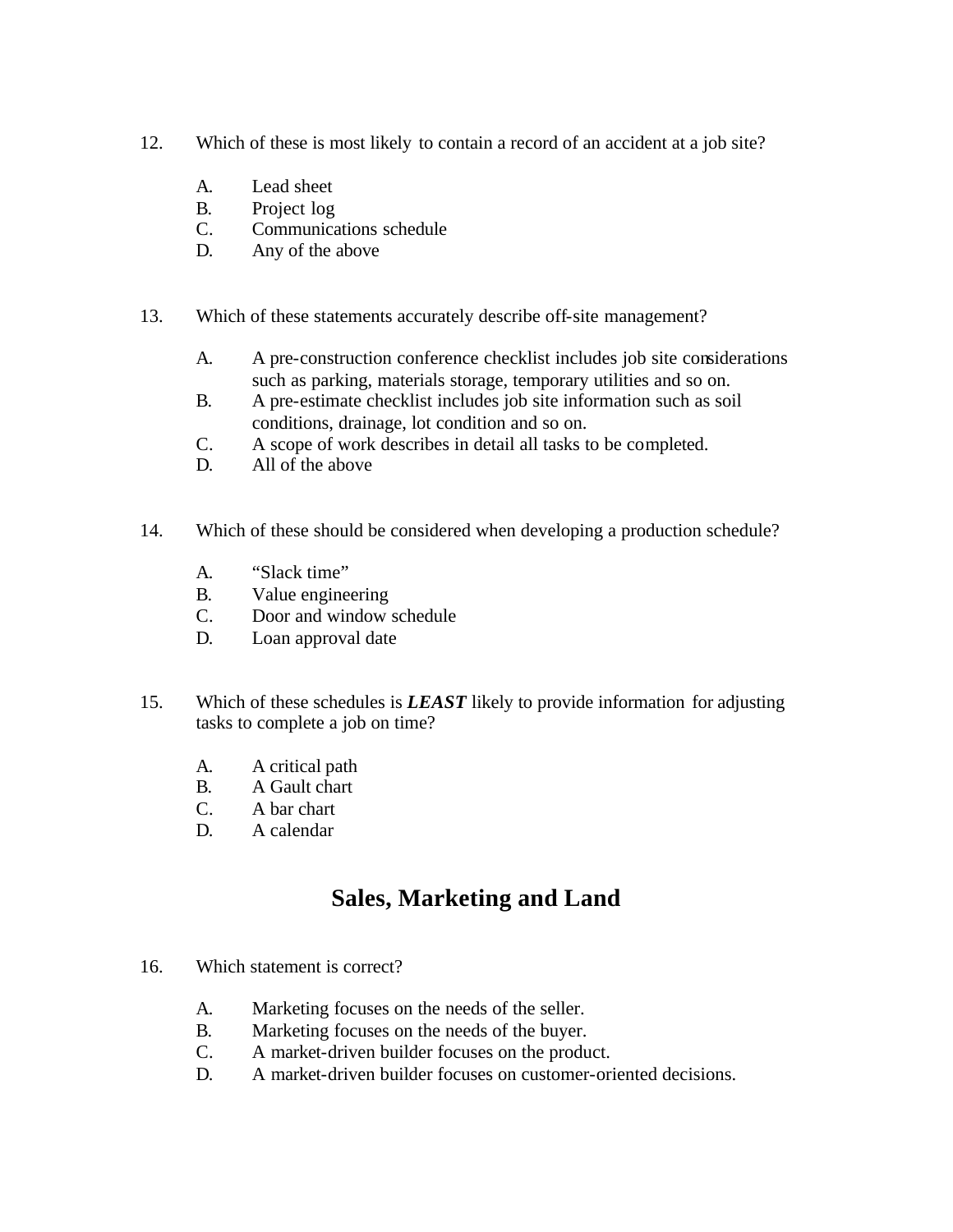12. Which of these is most likely to contain a record of an accident at a job site?

    A. Lead sheet
    B. Project log
    C. Communications schedule
    D. Any of the above

13. Which of these statements accurately describe off-site management?

    A. A pre-construction conference checklist includes job site considerations such as parking, materials storage, temporary utilities and so on.
    B. A pre-estimate checklist includes job site information such as soil conditions, drainage, lot condition and so on.
    C. A scope of work describes in detail all tasks to be completed.
    D. All of the above

14. Which of these should be considered when developing a production schedule?

    A. "Slack time"
    B. Value engineering
    C. Door and window schedule
    D. Loan approval date

15. Which of these schedules is ***LEAST*** likely to provide information for adjusting tasks to complete a job on time?

    A. A critical path
    B. A Gault chart
    C. A bar chart
    D. A calendar

## Sales, Marketing and Land

16. Which statement is correct?

    A. Marketing focuses on the needs of the seller.
    B. Marketing focuses on the needs of the buyer.
    C. A market-driven builder focuses on the product.
    D. A market-driven builder focuses on customer-oriented decisions.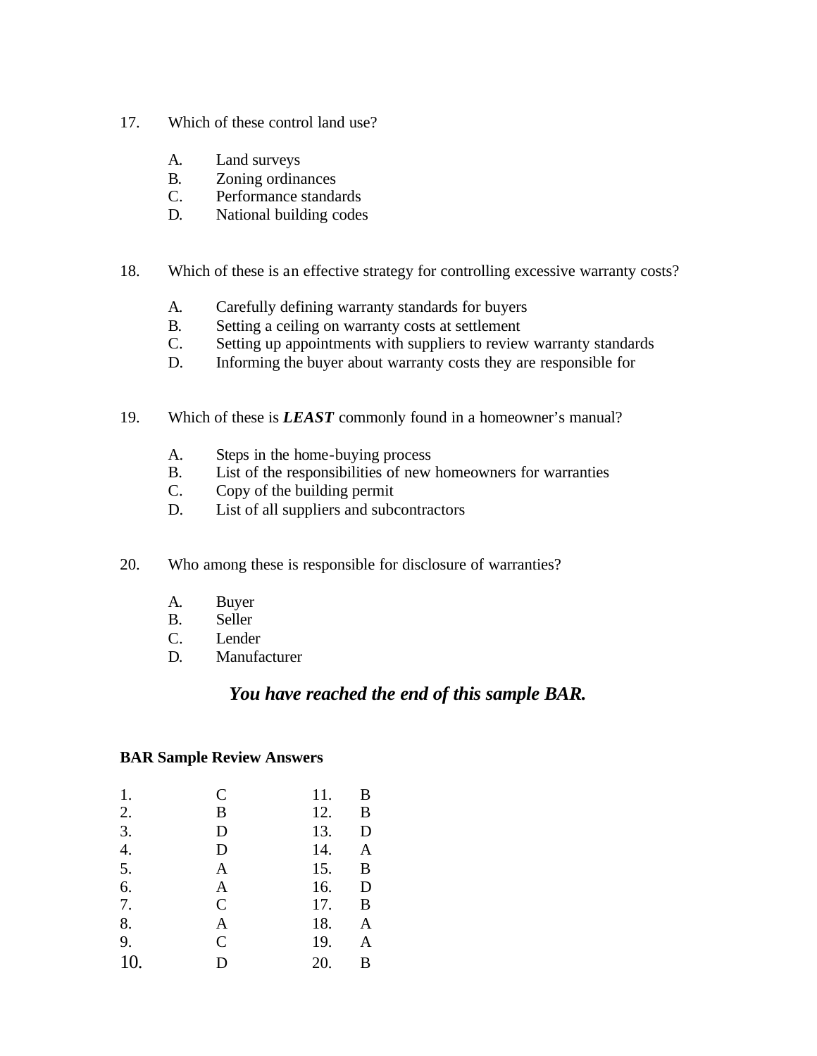17. Which of these control land use?

    A. Land surveys
    B. Zoning ordinances
    C. Performance standards
    D. National building codes

18. Which of these is an effective strategy for controlling excessive warranty costs?

    A. Carefully defining warranty standards for buyers
    B. Setting a ceiling on warranty costs at settlement
    C. Setting up appointments with suppliers to review warranty standards
    D. Informing the buyer about warranty costs they are responsible for

19. Which of these is ***LEAST*** commonly found in a homeowner's manual?

    A. Steps in the home-buying process
    B. List of the responsibilities of new homeowners for warranties
    C. Copy of the building permit
    D. List of all suppliers and subcontractors

20. Who among these is responsible for disclosure of warranties?

    A. Buyer
    B. Seller
    C. Lender
    D. Manufacturer

***You have reached the end of this sample BAR.***

**BAR Sample Review Answers**

| | | | |
|---|---|---|---|
| 1. | C | 11. | B |
| 2. | B | 12. | B |
| 3. | D | 13. | D |
| 4. | D | 14. | A |
| 5. | A | 15. | B |
| 6. | A | 16. | D |
| 7. | C | 17. | B |
| 8. | A | 18. | A |
| 9. | C | 19. | A |
| 10. | D | 20. | B |